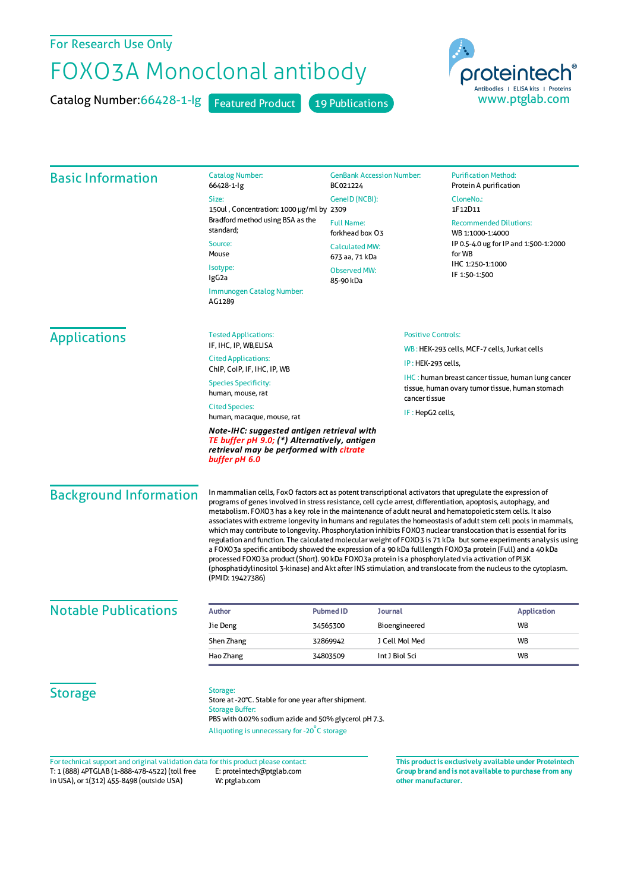For Research Use Only

# FOXO3A Monoclonal antibody

Catalog Number:66428-1-Ig Featured Product 19 Publications

proteintech®
Antibodies | ELISA kits | Proteins
www.ptglab.com

## Basic Information

Catalog Number:
66428-1-Ig

Size:
150ul , Concentration: 1000 μg/ml by Bradford method using BSA as the standard;

Source:
Mouse

Isotype:
IgG2a

Immunogen Catalog Number:
AG1289

GenBank Accession Number:
BC021224

GeneID (NCBI):
2309

Full Name:
forkhead box O3

Calculated MW:
673 aa, 71 kDa

Observed MW:
85-90 kDa

Purification Method:
Protein A purification

CloneNo.:
1F12D11

Recommended Dilutions:
WB 1:1000-1:4000
IP 0.5-4.0 ug for IP and 1:500-1:2000 for WB
IHC 1:250-1:1000
IF 1:50-1:500

## Applications

Tested Applications:
IF, IHC, IP, WB,ELISA

Cited Applications:
ChIP, CoIP, IF, IHC, IP, WB

Species Specificity:
human, mouse, rat

Cited Species:
human, macaque, mouse, rat

***Note-IHC: suggested antigen retrieval with TE buffer pH 9.0; (\*) Alternatively, antigen retrieval may be performed with citrate buffer pH 6.0***

Positive Controls:

WB : HEK-293 cells, MCF-7 cells, Jurkat cells

IP : HEK-293 cells,

IHC : human breast cancer tissue, human lung cancer tissue, human ovary tumor tissue, human stomach cancer tissue

IF : HepG2 cells,

## Background Information

In mammalian cells, FoxO factors act as potent transcriptional activators that upregulate the expression of programs of genes involved in stress resistance, cell cycle arrest, differentiation, apoptosis, autophagy, and metabolism. FOXO3 has a key role in the maintenance of adult neural and hematopoietic stem cells. It also associates with extreme longevity in humans and regulates the homeostasis of adult stem cell pools in mammals, which may contribute to longevity. Phosphorylation inhibits FOXO3 nuclear translocation that is essential for its regulation and function. The calculated molecular weight of FOXO3 is 71 kDa but some experiments analysis using a FOXO3a specific antibody showed the expression of a 90 kDa fulllength FOXO3a protein (Full) and a 40 kDa processed FOXO3a product (Short). 90 kDa FOXO3a protein is a phosphorylated via activation of PI3K (phosphatidylinositol 3-kinase) and Akt after INS stimulation, and translocate from the nucleus to the cytoplasm. (PMID: 19427386)

## Notable Publications

| Author | Pubmed ID | Journal | Application |
|---|---|---|---|
| Jie Deng | 34565300 | Bioengineered | WB |
| Shen Zhang | 32869942 | J Cell Mol Med | WB |
| Hao Zhang | 34803509 | Int J Biol Sci | WB |

## Storage

Storage:
Store at -20°C. Stable for one year after shipment.
Storage Buffer:
PBS with 0.02% sodium azide and 50% glycerol pH 7.3.
Aliquoting is unnecessary for -20°C storage

For technical support and original validation data for this product please contact:
T: 1 (888) 4PTGLAB (1-888-478-4522) (toll free in USA), or 1(312) 455-8498 (outside USA)
E: proteintech@ptglab.com
W: ptglab.com

**This product is exclusively available under Proteintech Group brand and is not available to purchase from any other manufacturer.**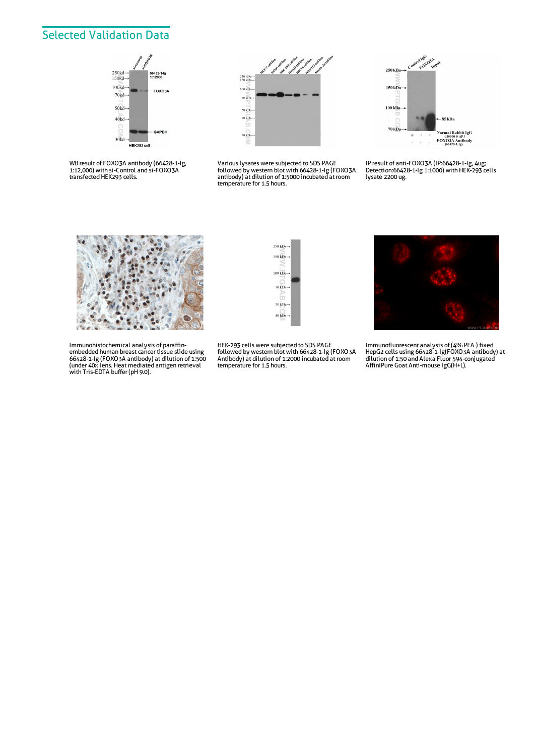## Selected Validation Data

WB result of FOXO3A antibody (66428-1-Ig, 1:12,000) with si-Control and si-FOXO3A transfected HEK293 cells.

Various lysates were subjected to SDS PAGE followed by western blot with 66428-1-Ig (FOXO3A antibody) at dilution of 1:5000 incubated at room temperature for 1.5 hours.

IP result of anti-FOXO3A (IP:66428-1-Ig, 4ug; Detection:66428-1-Ig 1:1000) with HEK-293 cells lysate 2200 ug.

Immunohistochemical analysis of paraffin-embedded human breast cancer tissue slide using 66428-1-Ig (FOXO3A antibody) at dilution of 1:500 (under 40x lens. Heat mediated antigen retrieval with Tris-EDTA buffer (pH 9.0).

HEK-293 cells were subjected to SDS PAGE followed by western blot with 66428-1-Ig (FOXO3A Antibody) at dilution of 1:2000 incubated at room temperature for 1.5 hours.

Immunofluorescent analysis of (4% PFA ) fixed HepG2 cells using 66428-1-Ig(FOXO3A antibody) at dilution of 1:50 and Alexa Fluor 594-conjugated AffiniPure Goat Anti-mouse IgG(H+L).